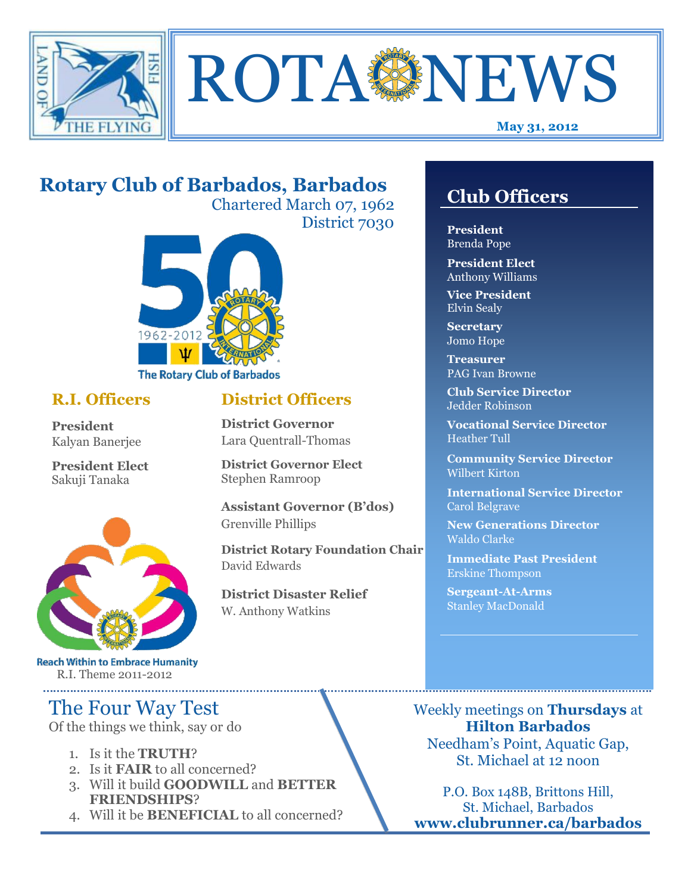# ROTA NEWS

**May 31, 2012**

LAND OF THE FLYING FISH

## Rotary Club of Barbados, Barbados

Chartered March 07, 1962
District 7030

1962-2012
The Rotary Club of Barbados

### R.I. Officers

**President**
Kalyan Banerjee

**President Elect**
Sakuji Tanaka

Reach Within to Embrace Humanity
R.I. Theme 2011-2012

### District Officers

**District Governor**
Lara Quentrall-Thomas

**District Governor Elect**
Stephen Ramroop

**Assistant Governor (B'dos)**
Grenville Phillips

**District Rotary Foundation Chair**
David Edwards

**District Disaster Relief**
W. Anthony Watkins

## Club Officers

**President**
Brenda Pope

**President Elect**
Anthony Williams

**Vice President**
Elvin Sealy

**Secretary**
Jomo Hope

**Treasurer**
PAG Ivan Browne

**Club Service Director**
Jedder Robinson

**Vocational Service Director**
Heather Tull

**Community Service Director**
Wilbert Kirton

**International Service Director**
Carol Belgrave

**New Generations Director**
Waldo Clarke

**Immediate Past President**
Erskine Thompson

**Sergeant-At-Arms**
Stanley MacDonald

## The Four Way Test

Of the things we think, say or do

1. Is it the **TRUTH**?
2. Is it **FAIR** to all concerned?
3. Will it build **GOODWILL** and **BETTER FRIENDSHIPS**?
4. Will it be **BENEFICIAL** to all concerned?

Weekly meetings on **Thursdays** at **Hilton Barbados**
Needham's Point, Aquatic Gap,
St. Michael at 12 noon

P.O. Box 148B, Brittons Hill,
St. Michael, Barbados
**www.clubrunner.ca/barbados**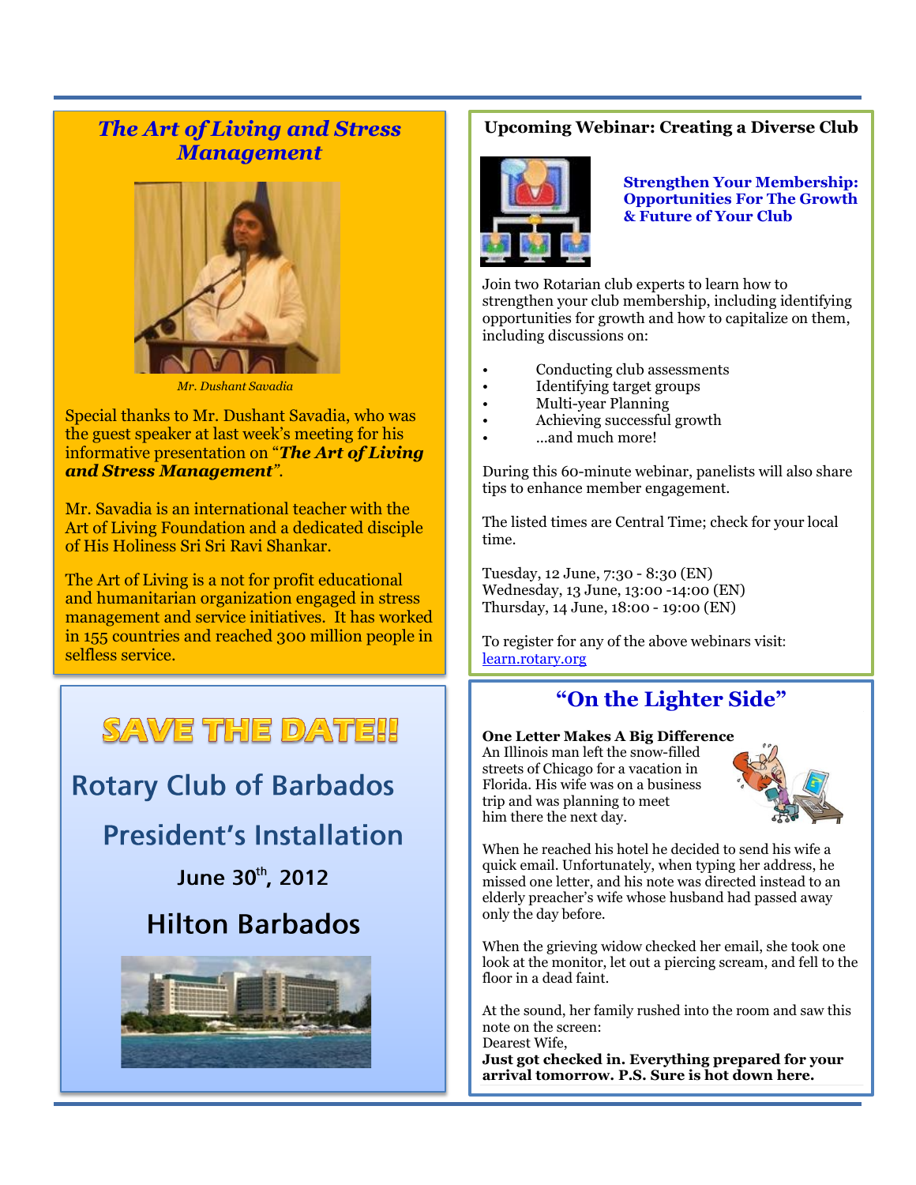## *The Art of Living and Stress Management*

*Mr. Dushant Savadia*

Special thanks to Mr. Dushant Savadia, who was the guest speaker at last week's meeting for his informative presentation on "***The Art of Living and Stress Management***".

Mr. Savadia is an international teacher with the Art of Living Foundation and a dedicated disciple of His Holiness Sri Sri Ravi Shankar.

The Art of Living is a not for profit educational and humanitarian organization engaged in stress management and service initiatives. It has worked in 155 countries and reached 300 million people in selfless service.

# SAVE THE DATE!!

## Rotary Club of Barbados

## President's Installation

### June 30th, 2012

## Hilton Barbados

## Upcoming Webinar: Creating a Diverse Club

**Strengthen Your Membership: Opportunities For The Growth & Future of Your Club**

Join two Rotarian club experts to learn how to strengthen your club membership, including identifying opportunities for growth and how to capitalize on them, including discussions on:

- Conducting club assessments
- Identifying target groups
- Multi-year Planning
- Achieving successful growth
- …and much more!

During this 60-minute webinar, panelists will also share tips to enhance member engagement.

The listed times are Central Time; check for your local time.

Tuesday, 12 June, 7:30 - 8:30 (EN)
Wednesday, 13 June, 13:00 -14:00 (EN)
Thursday, 14 June, 18:00 - 19:00 (EN)

To register for any of the above webinars visit: learn.rotary.org

## "On the Lighter Side"

**One Letter Makes A Big Difference**
An Illinois man left the snow-filled streets of Chicago for a vacation in Florida. His wife was on a business trip and was planning to meet him there the next day.

When he reached his hotel he decided to send his wife a quick email. Unfortunately, when typing her address, he missed one letter, and his note was directed instead to an elderly preacher's wife whose husband had passed away only the day before.

When the grieving widow checked her email, she took one look at the monitor, let out a piercing scream, and fell to the floor in a dead faint.

At the sound, her family rushed into the room and saw this note on the screen:
Dearest Wife,
**Just got checked in. Everything prepared for your arrival tomorrow. P.S. Sure is hot down here.**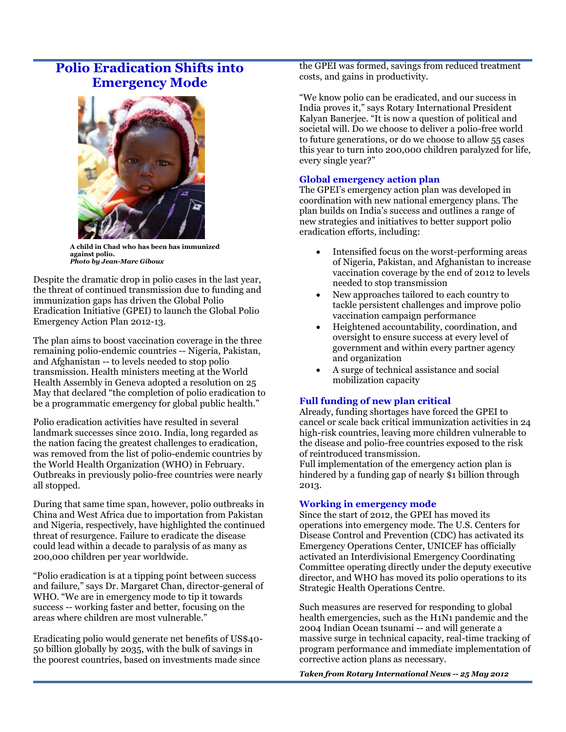# Polio Eradication Shifts into Emergency Mode

**A child in Chad who has been has immunized against polio.**
***Photo by Jean-Marc Giboux***

Despite the dramatic drop in polio cases in the last year, the threat of continued transmission due to funding and immunization gaps has driven the Global Polio Eradication Initiative (GPEI) to launch the Global Polio Emergency Action Plan 2012-13.

The plan aims to boost vaccination coverage in the three remaining polio-endemic countries -- Nigeria, Pakistan, and Afghanistan -- to levels needed to stop polio transmission. Health ministers meeting at the World Health Assembly in Geneva adopted a resolution on 25 May that declared "the completion of polio eradication to be a programmatic emergency for global public health."

Polio eradication activities have resulted in several landmark successes since 2010. India, long regarded as the nation facing the greatest challenges to eradication, was removed from the list of polio-endemic countries by the World Health Organization (WHO) in February. Outbreaks in previously polio-free countries were nearly all stopped.

During that same time span, however, polio outbreaks in China and West Africa due to importation from Pakistan and Nigeria, respectively, have highlighted the continued threat of resurgence. Failure to eradicate the disease could lead within a decade to paralysis of as many as 200,000 children per year worldwide.

"Polio eradication is at a tipping point between success and failure," says Dr. Margaret Chan, director-general of WHO. "We are in emergency mode to tip it towards success -- working faster and better, focusing on the areas where children are most vulnerable."

Eradicating polio would generate net benefits of US$40-50 billion globally by 2035, with the bulk of savings in the poorest countries, based on investments made since the GPEI was formed, savings from reduced treatment costs, and gains in productivity.

"We know polio can be eradicated, and our success in India proves it," says Rotary International President Kalyan Banerjee. "It is now a question of political and societal will. Do we choose to deliver a polio-free world to future generations, or do we choose to allow 55 cases this year to turn into 200,000 children paralyzed for life, every single year?"

### Global emergency action plan

The GPEI's emergency action plan was developed in coordination with new national emergency plans. The plan builds on India's success and outlines a range of new strategies and initiatives to better support polio eradication efforts, including:

- Intensified focus on the worst-performing areas of Nigeria, Pakistan, and Afghanistan to increase vaccination coverage by the end of 2012 to levels needed to stop transmission
- New approaches tailored to each country to tackle persistent challenges and improve polio vaccination campaign performance
- Heightened accountability, coordination, and oversight to ensure success at every level of government and within every partner agency and organization
- A surge of technical assistance and social mobilization capacity

### Full funding of new plan critical

Already, funding shortages have forced the GPEI to cancel or scale back critical immunization activities in 24 high-risk countries, leaving more children vulnerable to the disease and polio-free countries exposed to the risk of reintroduced transmission.
Full implementation of the emergency action plan is hindered by a funding gap of nearly $1 billion through 2013.

### Working in emergency mode

Since the start of 2012, the GPEI has moved its operations into emergency mode. The U.S. Centers for Disease Control and Prevention (CDC) has activated its Emergency Operations Center, UNICEF has officially activated an Interdivisional Emergency Coordinating Committee operating directly under the deputy executive director, and WHO has moved its polio operations to its Strategic Health Operations Centre.

Such measures are reserved for responding to global health emergencies, such as the H1N1 pandemic and the 2004 Indian Ocean tsunami -- and will generate a massive surge in technical capacity, real-time tracking of program performance and immediate implementation of corrective action plans as necessary.

***Taken from Rotary International News -- 25 May 2012***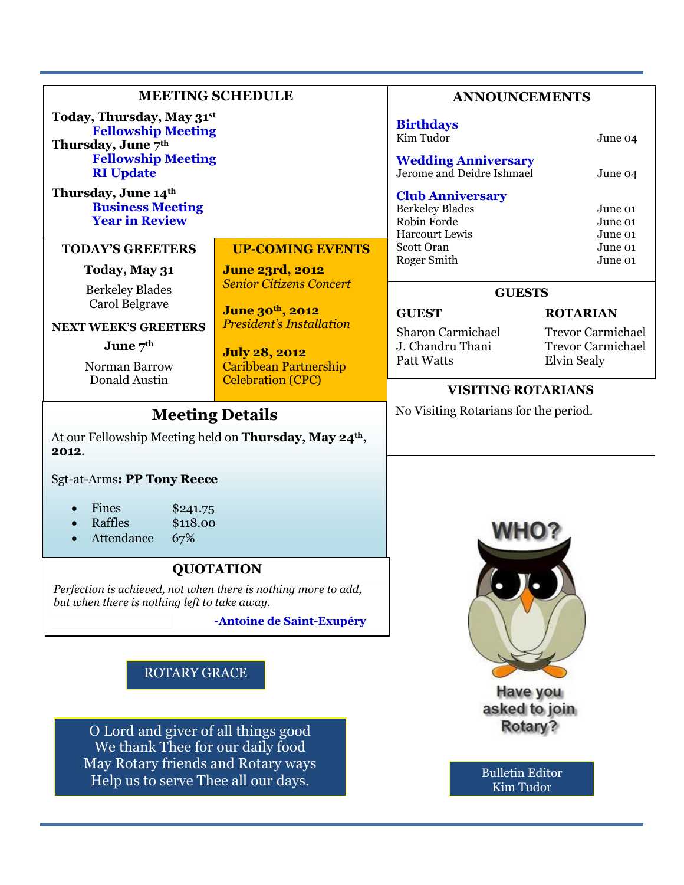## MEETING SCHEDULE

**Today, Thursday, May 31st**
**Fellowship Meeting**

**Thursday, June 7th**
**Fellowship Meeting**
**RI Update**

**Thursday, June 14th**
**Business Meeting**
**Year in Review**

## TODAY'S GREETERS

**Today, May 31**

Berkeley Blades
Carol Belgrave

## NEXT WEEK'S GREETERS

**June 7th**

Norman Barrow
Donald Austin

## UP-COMING EVENTS

**June 23rd, 2012**
*Senior Citizens Concert*

**June 30th, 2012**
*President's Installation*

**July 28, 2012**
Caribbean Partnership Celebration (CPC)

## Meeting Details

At our Fellowship Meeting held on **Thursday, May 24th, 2012**.

Sgt-at-Arms**: PP Tony Reece**

- Fines $241.75
- Raffles $118.00
- Attendance 67%

## QUOTATION

*Perfection is achieved, not when there is nothing more to add, but when there is nothing left to take away.*

**-Antoine de Saint-Exupéry**

## ANNOUNCEMENTS

**Birthdays**

| | |
|---|---|
| Kim Tudor | June 04 |

**Wedding Anniversary**

| | |
|---|---|
| Jerome and Deidre Ishmael | June 04 |

**Club Anniversary**

| | |
|---|---|
| Berkeley Blades | June 01 |
| Robin Forde | June 01 |
| Harcourt Lewis | June 01 |
| Scott Oran | June 01 |
| Roger Smith | June 01 |

## GUESTS

| GUEST | ROTARIAN |
|---|---|
| Sharon Carmichael | Trevor Carmichael |
| J. Chandru Thani | Trevor Carmichael |
| Patt Watts | Elvin Sealy |

## VISITING ROTARIANS

No Visiting Rotarians for the period.

WHO?

Have you asked to join Rotary?

ROTARY GRACE

O Lord and giver of all things good
We thank Thee for our daily food
May Rotary friends and Rotary ways
Help us to serve Thee all our days.

Bulletin Editor
Kim Tudor